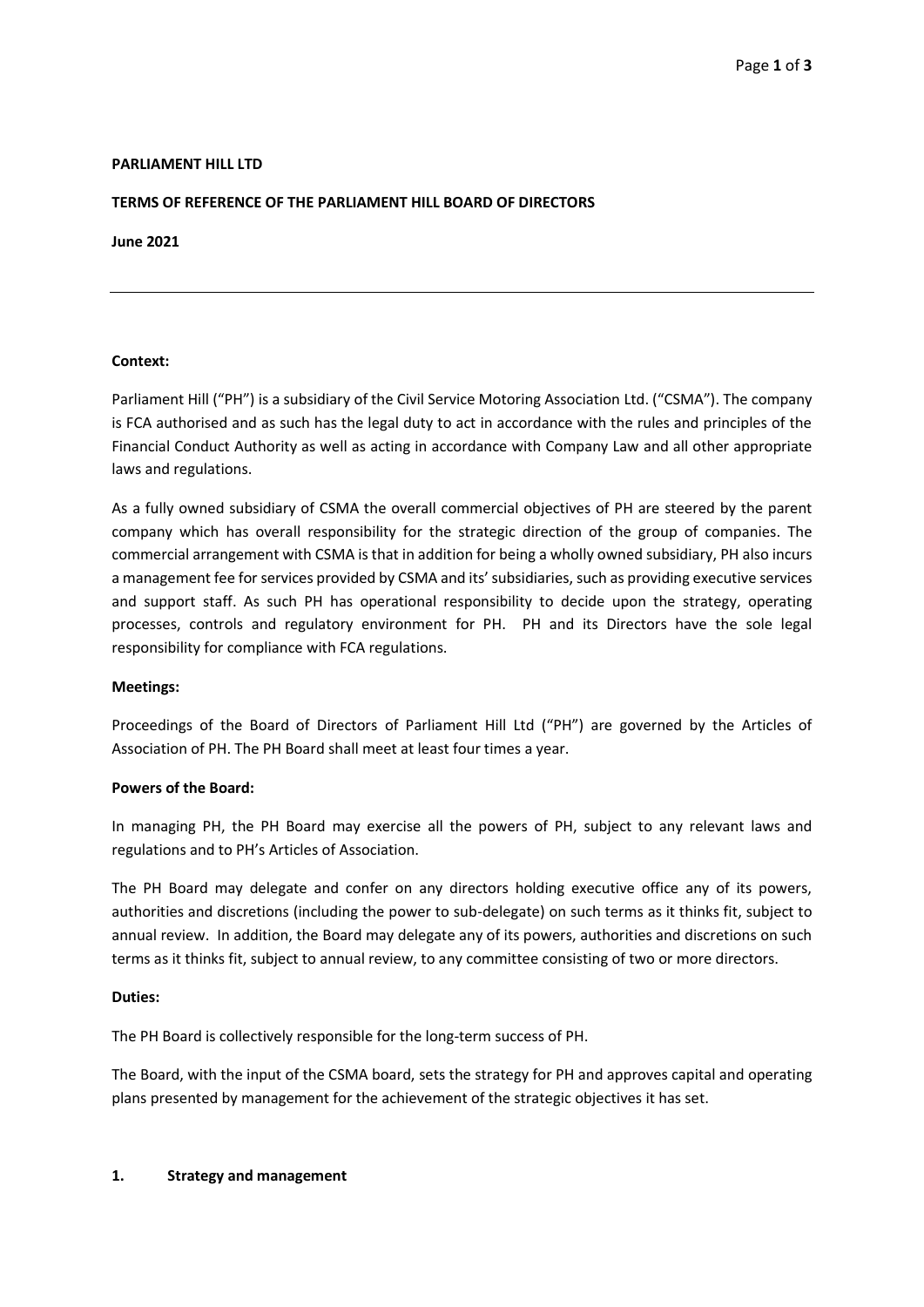**PARLIAMENT HILL LTD**

**TERMS OF REFERENCE OF THE PARLIAMENT HILL BOARD OF DIRECTORS**

**June 2021**

---

**Context:**

Parliament Hill ("PH") is a subsidiary of the Civil Service Motoring Association Ltd. ("CSMA"). The company is FCA authorised and as such has the legal duty to act in accordance with the rules and principles of the Financial Conduct Authority as well as acting in accordance with Company Law and all other appropriate laws and regulations.

As a fully owned subsidiary of CSMA the overall commercial objectives of PH are steered by the parent company which has overall responsibility for the strategic direction of the group of companies. The commercial arrangement with CSMA is that in addition for being a wholly owned subsidiary, PH also incurs a management fee for services provided by CSMA and its' subsidiaries, such as providing executive services and support staff. As such PH has operational responsibility to decide upon the strategy, operating processes, controls and regulatory environment for PH. PH and its Directors have the sole legal responsibility for compliance with FCA regulations.

**Meetings:**

Proceedings of the Board of Directors of Parliament Hill Ltd ("PH") are governed by the Articles of Association of PH. The PH Board shall meet at least four times a year.

**Powers of the Board:**

In managing PH, the PH Board may exercise all the powers of PH, subject to any relevant laws and regulations and to PH's Articles of Association.

The PH Board may delegate and confer on any directors holding executive office any of its powers, authorities and discretions (including the power to sub-delegate) on such terms as it thinks fit, subject to annual review. In addition, the Board may delegate any of its powers, authorities and discretions on such terms as it thinks fit, subject to annual review, to any committee consisting of two or more directors.

**Duties:**

The PH Board is collectively responsible for the long-term success of PH.

The Board, with the input of the CSMA board, sets the strategy for PH and approves capital and operating plans presented by management for the achievement of the strategic objectives it has set.

**1. Strategy and management**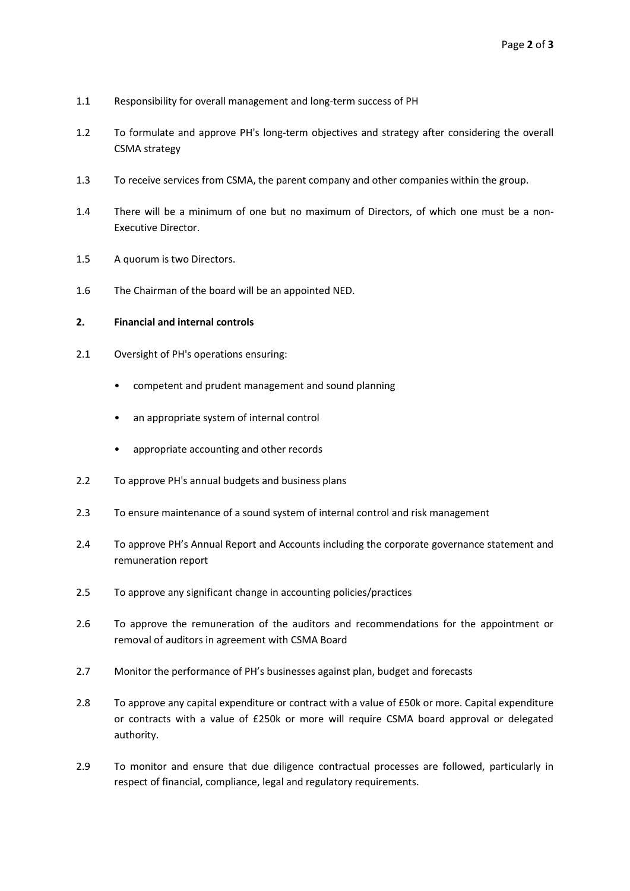1.1 Responsibility for overall management and long-term success of PH

1.2 To formulate and approve PH's long-term objectives and strategy after considering the overall CSMA strategy

1.3 To receive services from CSMA, the parent company and other companies within the group.

1.4 There will be a minimum of one but no maximum of Directors, of which one must be a non-Executive Director.

1.5 A quorum is two Directors.

1.6 The Chairman of the board will be an appointed NED.

## 2. Financial and internal controls

2.1 Oversight of PH's operations ensuring:

- competent and prudent management and sound planning
- an appropriate system of internal control
- appropriate accounting and other records

2.2 To approve PH's annual budgets and business plans

2.3 To ensure maintenance of a sound system of internal control and risk management

2.4 To approve PH's Annual Report and Accounts including the corporate governance statement and remuneration report

2.5 To approve any significant change in accounting policies/practices

2.6 To approve the remuneration of the auditors and recommendations for the appointment or removal of auditors in agreement with CSMA Board

2.7 Monitor the performance of PH's businesses against plan, budget and forecasts

2.8 To approve any capital expenditure or contract with a value of £50k or more. Capital expenditure or contracts with a value of £250k or more will require CSMA board approval or delegated authority.

2.9 To monitor and ensure that due diligence contractual processes are followed, particularly in respect of financial, compliance, legal and regulatory requirements.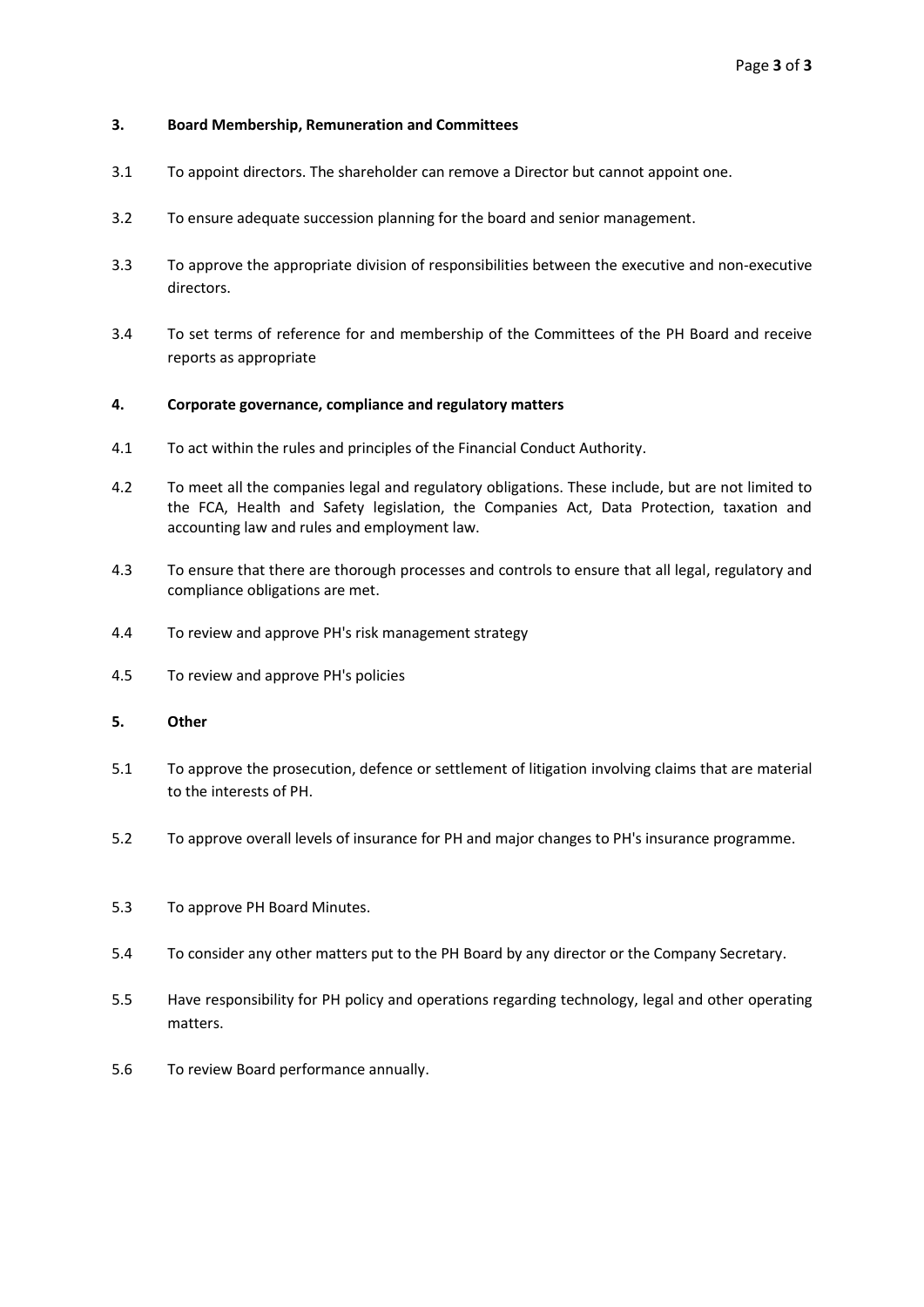### 3. Board Membership, Remuneration and Committees

3.1 To appoint directors. The shareholder can remove a Director but cannot appoint one.

3.2 To ensure adequate succession planning for the board and senior management.

3.3 To approve the appropriate division of responsibilities between the executive and non-executive directors.

3.4 To set terms of reference for and membership of the Committees of the PH Board and receive reports as appropriate

### 4. Corporate governance, compliance and regulatory matters

4.1 To act within the rules and principles of the Financial Conduct Authority.

4.2 To meet all the companies legal and regulatory obligations. These include, but are not limited to the FCA, Health and Safety legislation, the Companies Act, Data Protection, taxation and accounting law and rules and employment law.

4.3 To ensure that there are thorough processes and controls to ensure that all legal, regulatory and compliance obligations are met.

4.4 To review and approve PH's risk management strategy

4.5 To review and approve PH's policies

### 5. Other

5.1 To approve the prosecution, defence or settlement of litigation involving claims that are material to the interests of PH.

5.2 To approve overall levels of insurance for PH and major changes to PH's insurance programme.

5.3 To approve PH Board Minutes.

5.4 To consider any other matters put to the PH Board by any director or the Company Secretary.

5.5 Have responsibility for PH policy and operations regarding technology, legal and other operating matters.

5.6 To review Board performance annually.